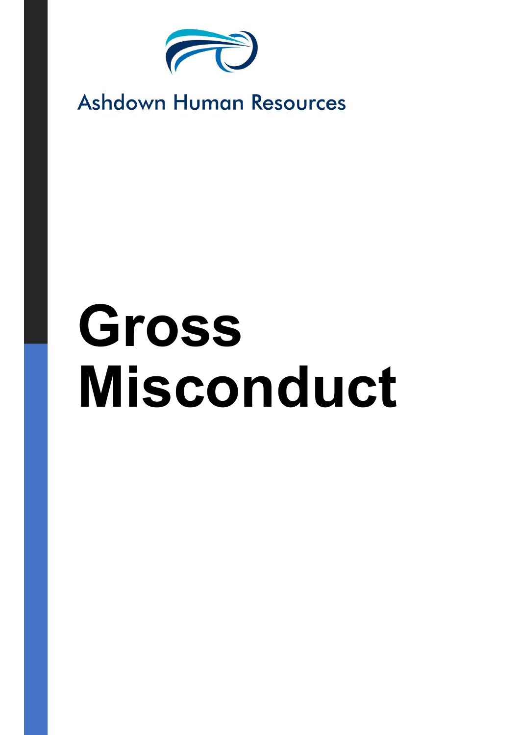Ashdown Human Resources

# Gross Misconduct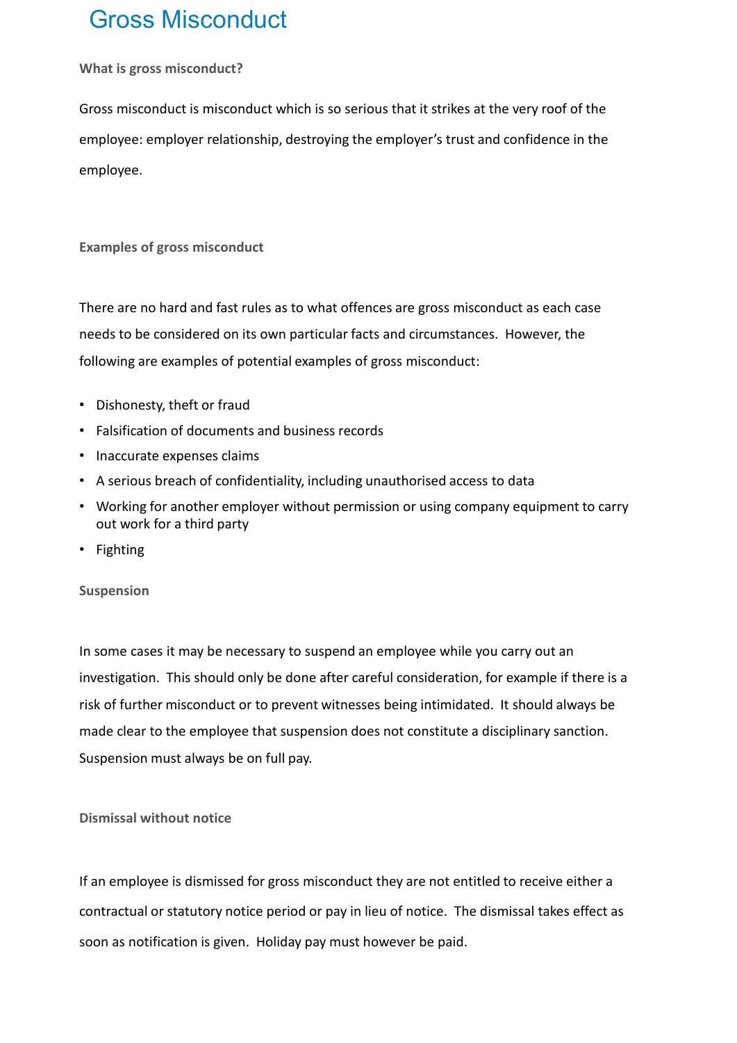# Gross Misconduct

### What is gross misconduct?

Gross misconduct is misconduct which is so serious that it strikes at the very roof of the employee: employer relationship, destroying the employer's trust and confidence in the employee.

### Examples of gross misconduct

There are no hard and fast rules as to what offences are gross misconduct as each case needs to be considered on its own particular facts and circumstances. However, the following are examples of potential examples of gross misconduct:

- Dishonesty, theft or fraud
- Falsification of documents and business records
- Inaccurate expenses claims
- A serious breach of confidentiality, including unauthorised access to data
- Working for another employer without permission or using company equipment to carry out work for a third party
- Fighting

### Suspension

In some cases it may be necessary to suspend an employee while you carry out an investigation. This should only be done after careful consideration, for example if there is a risk of further misconduct or to prevent witnesses being intimidated. It should always be made clear to the employee that suspension does not constitute a disciplinary sanction. Suspension must always be on full pay.

### Dismissal without notice

If an employee is dismissed for gross misconduct they are not entitled to receive either a contractual or statutory notice period or pay in lieu of notice. The dismissal takes effect as soon as notification is given. Holiday pay must however be paid.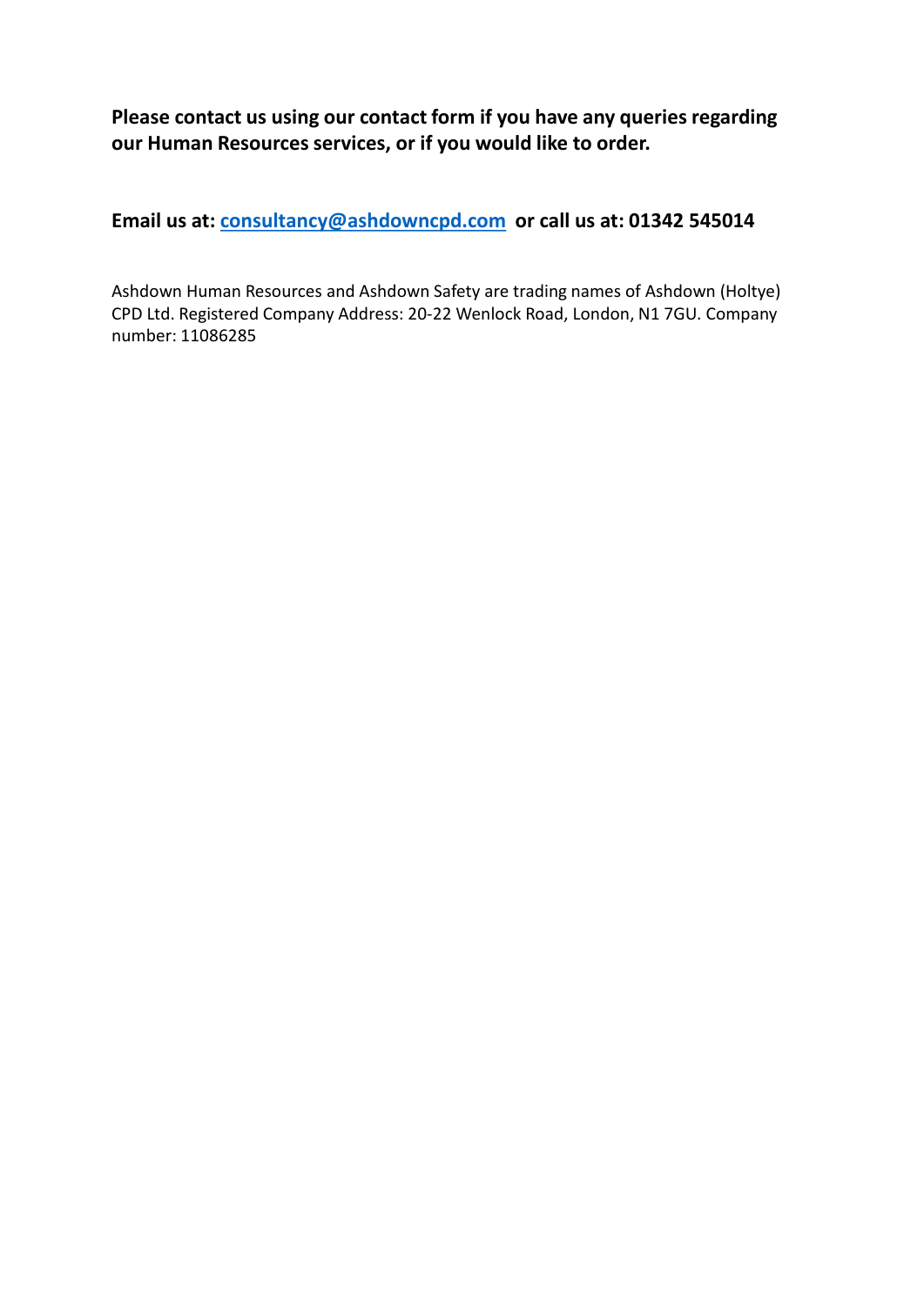**Please contact us using our contact form if you have any queries regarding our Human Resources services, or if you would like to order.**

**Email us at: consultancy@ashdowncpd.com or call us at: 01342 545014**

Ashdown Human Resources and Ashdown Safety are trading names of Ashdown (Holtye) CPD Ltd. Registered Company Address: 20-22 Wenlock Road, London, N1 7GU. Company number: 11086285